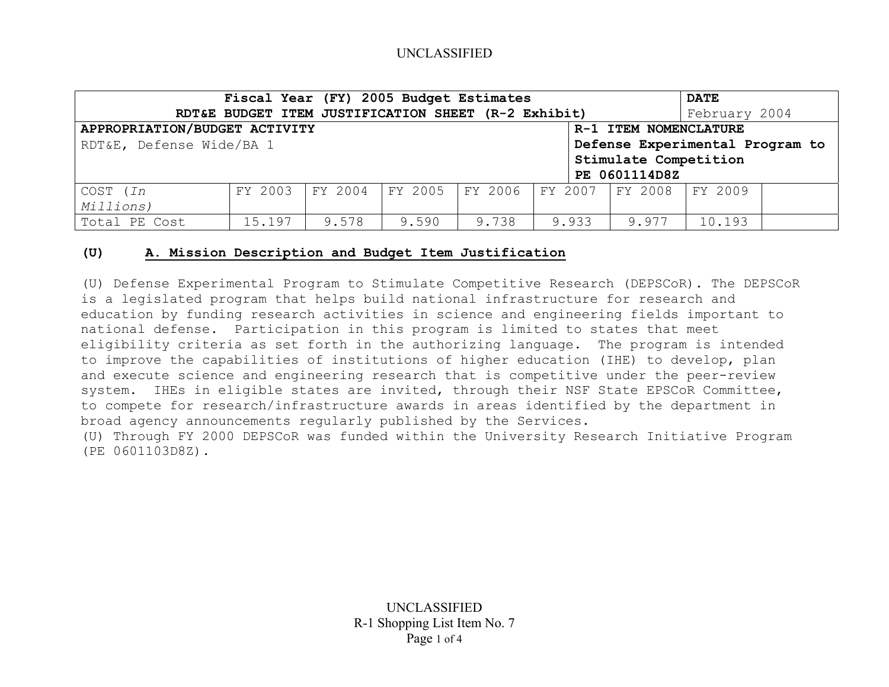| Fiscal Year (FY) 2005 Budget Estimates RDT&E BUDGET ITEM JUSTIFICATION SHEET (R-2 Exhibit) | | | | | | | DATE February 2004 | |
|---|---|---|---|---|---|---|---|---|
| APPROPRIATION/BUDGET ACTIVITY RDT&E, Defense Wide/BA 1 | | | | | | R-1 ITEM NOMENCLATURE Defense Experimental Program to Stimulate Competition PE 0601114D8Z | | |
| COST (*In Millions*) | FY 2003 | FY 2004 | FY 2005 | FY 2006 | FY 2007 | FY 2008 | FY 2009 | |
| Total PE Cost | 15.197 | 9.578 | 9.590 | 9.738 | 9.933 | 9.977 | 10.193 | |

## (U) A. Mission Description and Budget Item Justification

(U) Defense Experimental Program to Stimulate Competitive Research (DEPSCoR). The DEPSCoR is a legislated program that helps build national infrastructure for research and education by funding research activities in science and engineering fields important to national defense. Participation in this program is limited to states that meet eligibility criteria as set forth in the authorizing language. The program is intended to improve the capabilities of institutions of higher education (IHE) to develop, plan and execute science and engineering research that is competitive under the peer-review system. IHEs in eligible states are invited, through their NSF State EPSCoR Committee, to compete for research/infrastructure awards in areas identified by the department in broad agency announcements regularly published by the Services.

(U) Through FY 2000 DEPSCoR was funded within the University Research Initiative Program (PE 0601103D8Z).

UNCLASSIFIED

R-1 Shopping List Item No. 7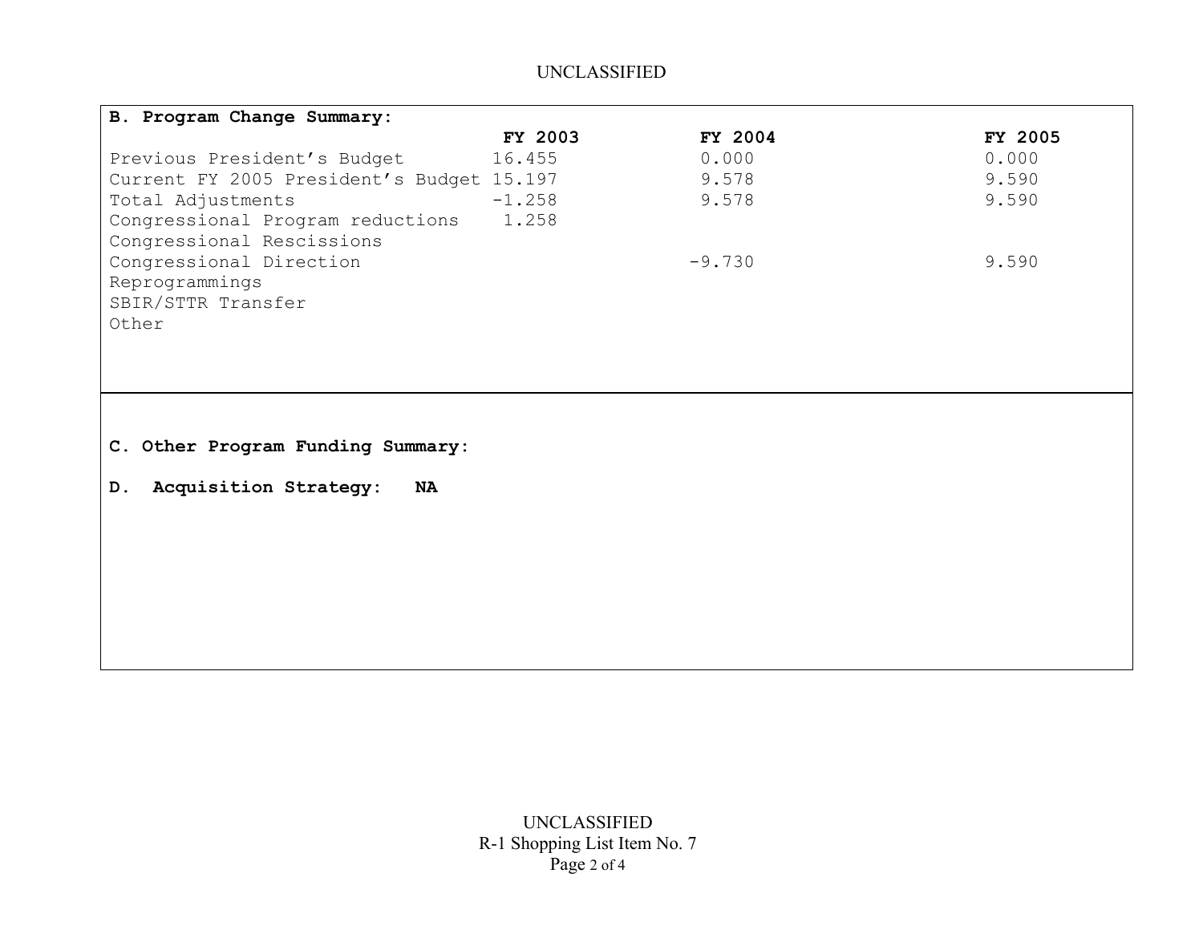**B. Program Change Summary:**

| | FY 2003 | FY 2004 | FY 2005 |
|---|---|---|---|
| Previous President's Budget | 16.455 | 0.000 | 0.000 |
| Current FY 2005 President's Budget | 15.197 | 9.578 | 9.590 |
| Total Adjustments | -1.258 | 9.578 | 9.590 |
| Congressional Program reductions | 1.258 | | |
| Congressional Rescissions | | | |
| Congressional Direction | | -9.730 | 9.590 |
| Reprogrammings | | | |
| SBIR/STTR Transfer | | | |
| Other | | | |

**C. Other Program Funding Summary:**

**D. Acquisition Strategy: NA**

UNCLASSIFIED
R-1 Shopping List Item No. 7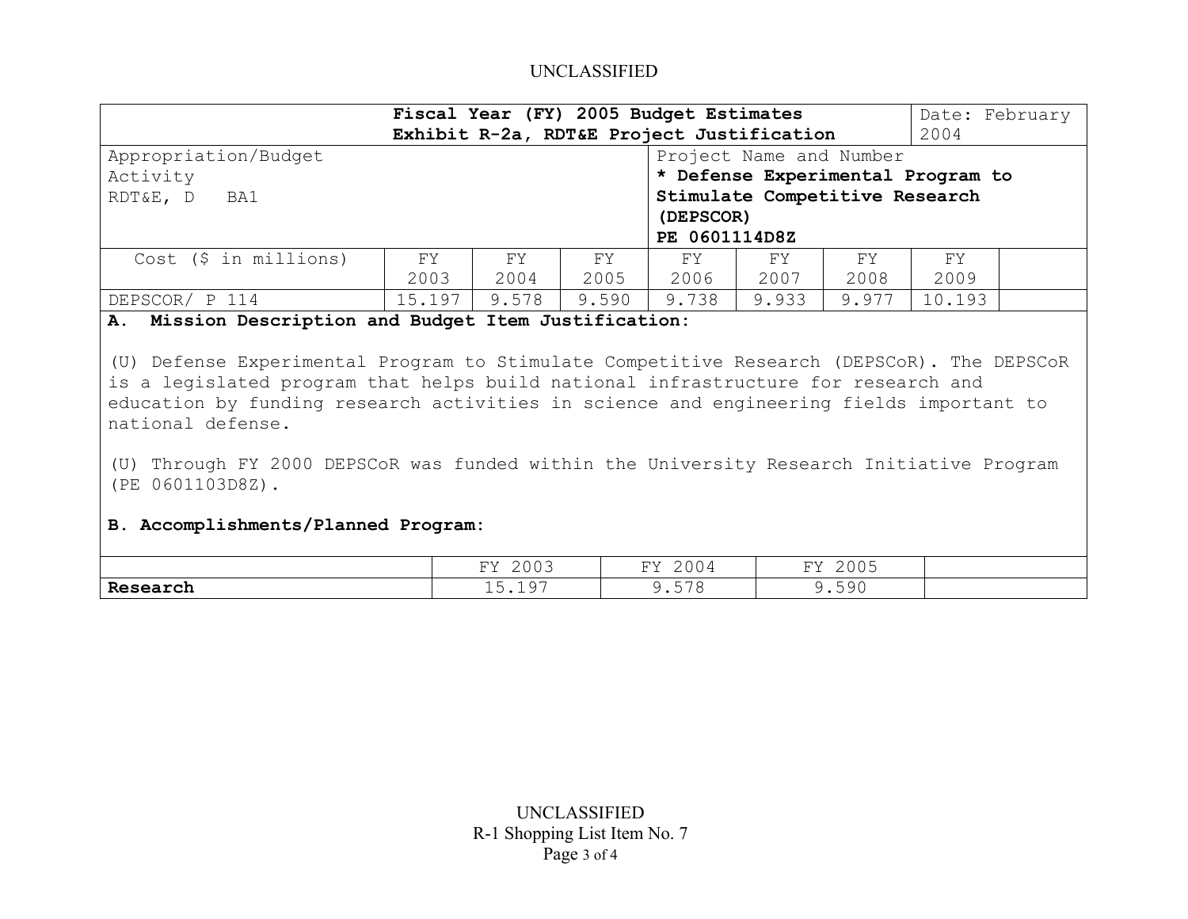UNCLASSIFIED

| Fiscal Year (FY) 2005 Budget Estimates<br>Exhibit R-2a, RDT&E Project Justification | | | | | | | Date: February 2004 | |
|---|---|---|---|---|---|---|---|---|
| Appropriation/Budget Activity<br>RDT&E, D BA1 | | | | Project Name and Number<br>**\* Defense Experimental Program to Stimulate Competitive Research (DEPSCOR)**<br>**PE 0601114D8Z** | | | | |
| Cost ($ in millions) | FY 2003 | FY 2004 | FY 2005 | FY 2006 | FY 2007 | FY 2008 | FY 2009 | |
| DEPSCOR/ P 114 | 15.197 | 9.578 | 9.590 | 9.738 | 9.933 | 9.977 | 10.193 | |

**A. Mission Description and Budget Item Justification:**

(U) Defense Experimental Program to Stimulate Competitive Research (DEPSCoR). The DEPSCoR is a legislated program that helps build national infrastructure for research and education by funding research activities in science and engineering fields important to national defense.

(U) Through FY 2000 DEPSCoR was funded within the University Research Initiative Program (PE 0601103D8Z).

**B. Accomplishments/Planned Program:**

| | FY 2003 | FY 2004 | FY 2005 | |
|---|---|---|---|---|
| **Research** | 15.197 | 9.578 | 9.590 | |

UNCLASSIFIED
R-1 Shopping List Item No. 7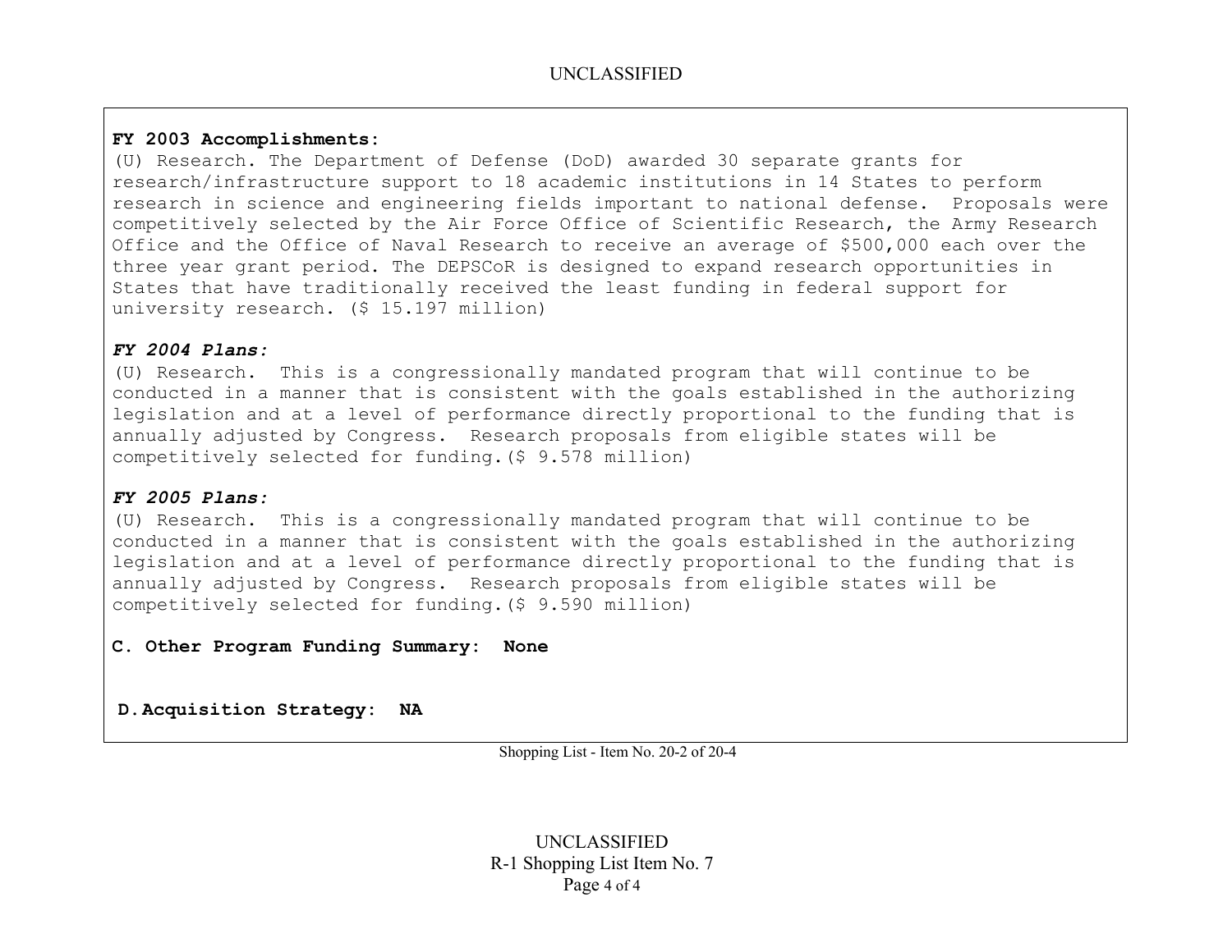**FY 2003 Accomplishments:**

(U) Research. The Department of Defense (DoD) awarded 30 separate grants for research/infrastructure support to 18 academic institutions in 14 States to perform research in science and engineering fields important to national defense. Proposals were competitively selected by the Air Force Office of Scientific Research, the Army Research Office and the Office of Naval Research to receive an average of $500,000 each over the three year grant period. The DEPSCoR is designed to expand research opportunities in States that have traditionally received the least funding in federal support for university research. ($ 15.197 million)

***FY 2004 Plans:***

(U) Research. This is a congressionally mandated program that will continue to be conducted in a manner that is consistent with the goals established in the authorizing legislation and at a level of performance directly proportional to the funding that is annually adjusted by Congress. Research proposals from eligible states will be competitively selected for funding.($ 9.578 million)

***FY 2005 Plans:***

(U) Research. This is a congressionally mandated program that will continue to be conducted in a manner that is consistent with the goals established in the authorizing legislation and at a level of performance directly proportional to the funding that is annually adjusted by Congress. Research proposals from eligible states will be competitively selected for funding.($ 9.590 million)

**C. Other Program Funding Summary: None**

**D. Acquisition Strategy: NA**

Shopping List - Item No. 20-2 of 20-4

R-1 Shopping List Item No. 7